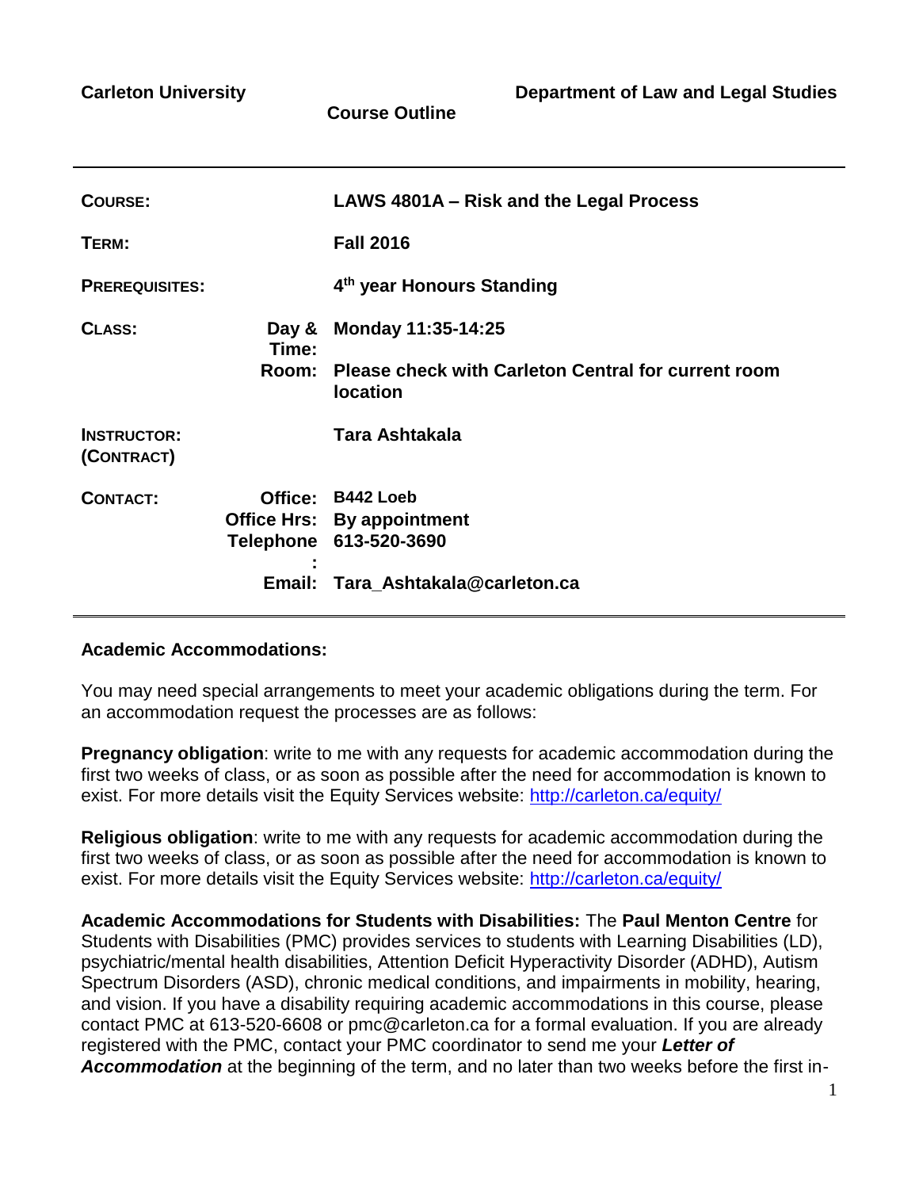**Carleton University** | **Course Outline** | **Department of Law and Legal Studies**

| | | |
|---|---|---|
| **COURSE:** | | **LAWS 4801A – Risk and the Legal Process** |
| **TERM:** | | **Fall 2016** |
| **PREREQUISITES:** | | **4th year Honours Standing** |
| **CLASS:** | **Day & Time:** | **Monday 11:35-14:25** |
| | **Room:** | **Please check with Carleton Central for current room location** |
| **INSTRUCTOR: (CONTRACT)** | | **Tara Ashtakala** |
| **CONTACT:** | **Office:** | **B442 Loeb** |
| | **Office Hrs:** | **By appointment** |
| | **Telephone:** | **613-520-3690** |
| | **Email:** | **Tara_Ashtakala@carleton.ca** |

**Academic Accommodations:**

You may need special arrangements to meet your academic obligations during the term. For an accommodation request the processes are as follows:

**Pregnancy obligation**: write to me with any requests for academic accommodation during the first two weeks of class, or as soon as possible after the need for accommodation is known to exist. For more details visit the Equity Services website: http://carleton.ca/equity/

**Religious obligation**: write to me with any requests for academic accommodation during the first two weeks of class, or as soon as possible after the need for accommodation is known to exist. For more details visit the Equity Services website: http://carleton.ca/equity/

**Academic Accommodations for Students with Disabilities:** The **Paul Menton Centre** for Students with Disabilities (PMC) provides services to students with Learning Disabilities (LD), psychiatric/mental health disabilities, Attention Deficit Hyperactivity Disorder (ADHD), Autism Spectrum Disorders (ASD), chronic medical conditions, and impairments in mobility, hearing, and vision. If you have a disability requiring academic accommodations in this course, please contact PMC at 613-520-6608 or pmc@carleton.ca for a formal evaluation. If you are already registered with the PMC, contact your PMC coordinator to send me your ***Letter of Accommodation*** at the beginning of the term, and no later than two weeks before the first in-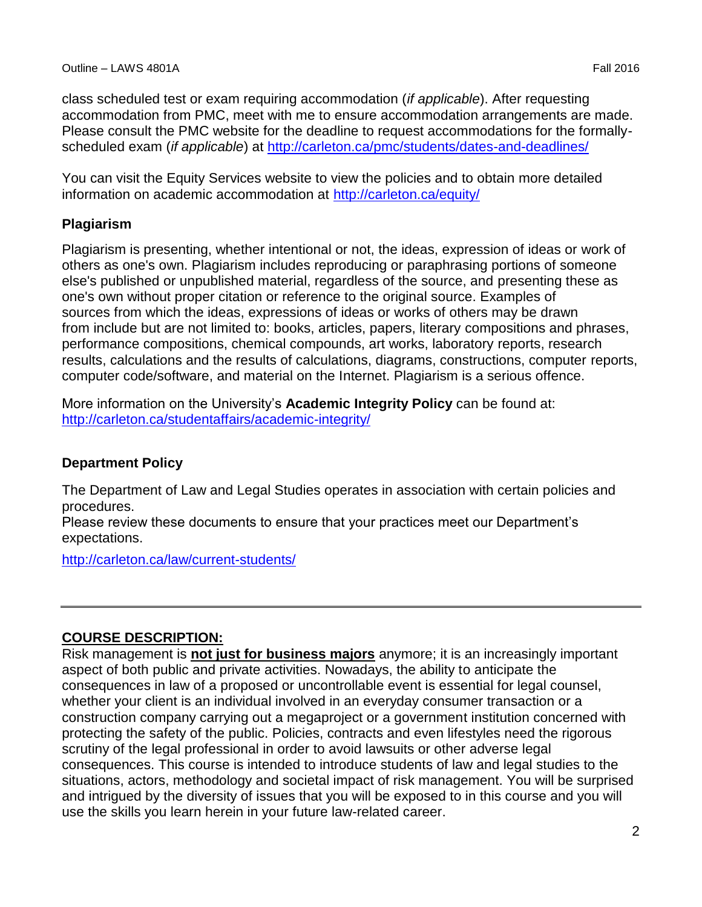class scheduled test or exam requiring accommodation (*if applicable*). After requesting accommodation from PMC, meet with me to ensure accommodation arrangements are made. Please consult the PMC website for the deadline to request accommodations for the formally-scheduled exam (*if applicable*) at http://carleton.ca/pmc/students/dates-and-deadlines/

You can visit the Equity Services website to view the policies and to obtain more detailed information on academic accommodation at http://carleton.ca/equity/

### Plagiarism

Plagiarism is presenting, whether intentional or not, the ideas, expression of ideas or work of others as one's own. Plagiarism includes reproducing or paraphrasing portions of someone else's published or unpublished material, regardless of the source, and presenting these as one's own without proper citation or reference to the original source. Examples of sources from which the ideas, expressions of ideas or works of others may be drawn from include but are not limited to: books, articles, papers, literary compositions and phrases, performance compositions, chemical compounds, art works, laboratory reports, research results, calculations and the results of calculations, diagrams, constructions, computer reports, computer code/software, and material on the Internet. Plagiarism is a serious offence.

More information on the University's **Academic Integrity Policy** can be found at: http://carleton.ca/studentaffairs/academic-integrity/

### Department Policy

The Department of Law and Legal Studies operates in association with certain policies and procedures.
Please review these documents to ensure that your practices meet our Department's expectations.

http://carleton.ca/law/current-students/

---

## COURSE DESCRIPTION:

Risk management is **not just for business majors** anymore; it is an increasingly important aspect of both public and private activities. Nowadays, the ability to anticipate the consequences in law of a proposed or uncontrollable event is essential for legal counsel, whether your client is an individual involved in an everyday consumer transaction or a construction company carrying out a megaproject or a government institution concerned with protecting the safety of the public. Policies, contracts and even lifestyles need the rigorous scrutiny of the legal professional in order to avoid lawsuits or other adverse legal consequences. This course is intended to introduce students of law and legal studies to the situations, actors, methodology and societal impact of risk management. You will be surprised and intrigued by the diversity of issues that you will be exposed to in this course and you will use the skills you learn herein in your future law-related career.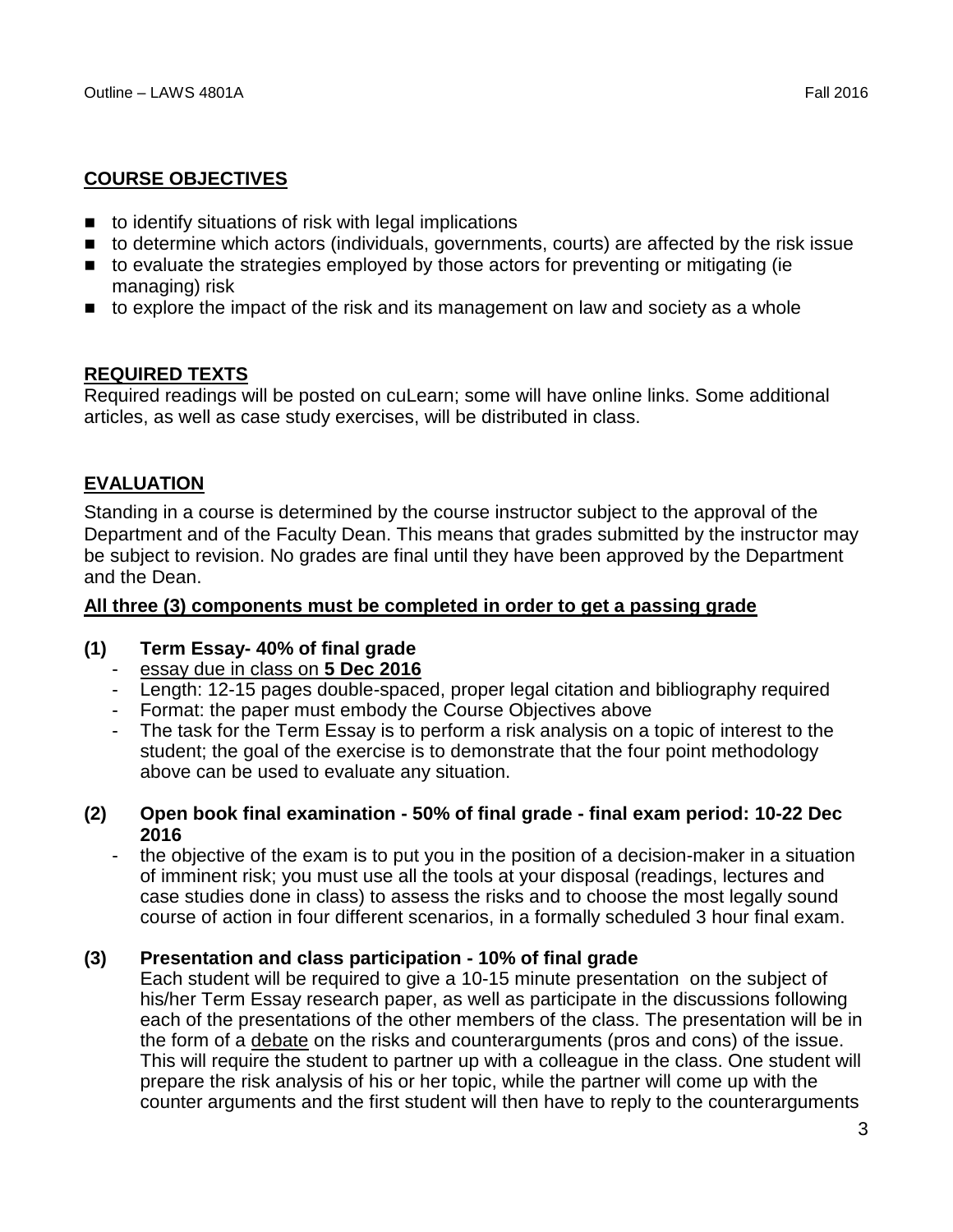## COURSE OBJECTIVES

- to identify situations of risk with legal implications
- to determine which actors (individuals, governments, courts) are affected by the risk issue
- to evaluate the strategies employed by those actors for preventing or mitigating (ie managing) risk
- to explore the impact of the risk and its management on law and society as a whole

## REQUIRED TEXTS

Required readings will be posted on cuLearn; some will have online links. Some additional articles, as well as case study exercises, will be distributed in class.

## EVALUATION

Standing in a course is determined by the course instructor subject to the approval of the Department and of the Faculty Dean. This means that grades submitted by the instructor may be subject to revision. No grades are final until they have been approved by the Department and the Dean.

**All three (3) components must be completed in order to get a passing grade**

**(1) Term Essay- 40% of final grade**

- essay due in class on **5 Dec 2016**
- Length: 12-15 pages double-spaced, proper legal citation and bibliography required
- Format: the paper must embody the Course Objectives above
- The task for the Term Essay is to perform a risk analysis on a topic of interest to the student; the goal of the exercise is to demonstrate that the four point methodology above can be used to evaluate any situation.

**(2) Open book final examination - 50% of final grade - final exam period: 10-22 Dec 2016**

- the objective of the exam is to put you in the position of a decision-maker in a situation of imminent risk; you must use all the tools at your disposal (readings, lectures and case studies done in class) to assess the risks and to choose the most legally sound course of action in four different scenarios, in a formally scheduled 3 hour final exam.

**(3) Presentation and class participation - 10% of final grade**

Each student will be required to give a 10-15 minute presentation on the subject of his/her Term Essay research paper, as well as participate in the discussions following each of the presentations of the other members of the class. The presentation will be in the form of a debate on the risks and counterarguments (pros and cons) of the issue. This will require the student to partner up with a colleague in the class. One student will prepare the risk analysis of his or her topic, while the partner will come up with the counter arguments and the first student will then have to reply to the counterarguments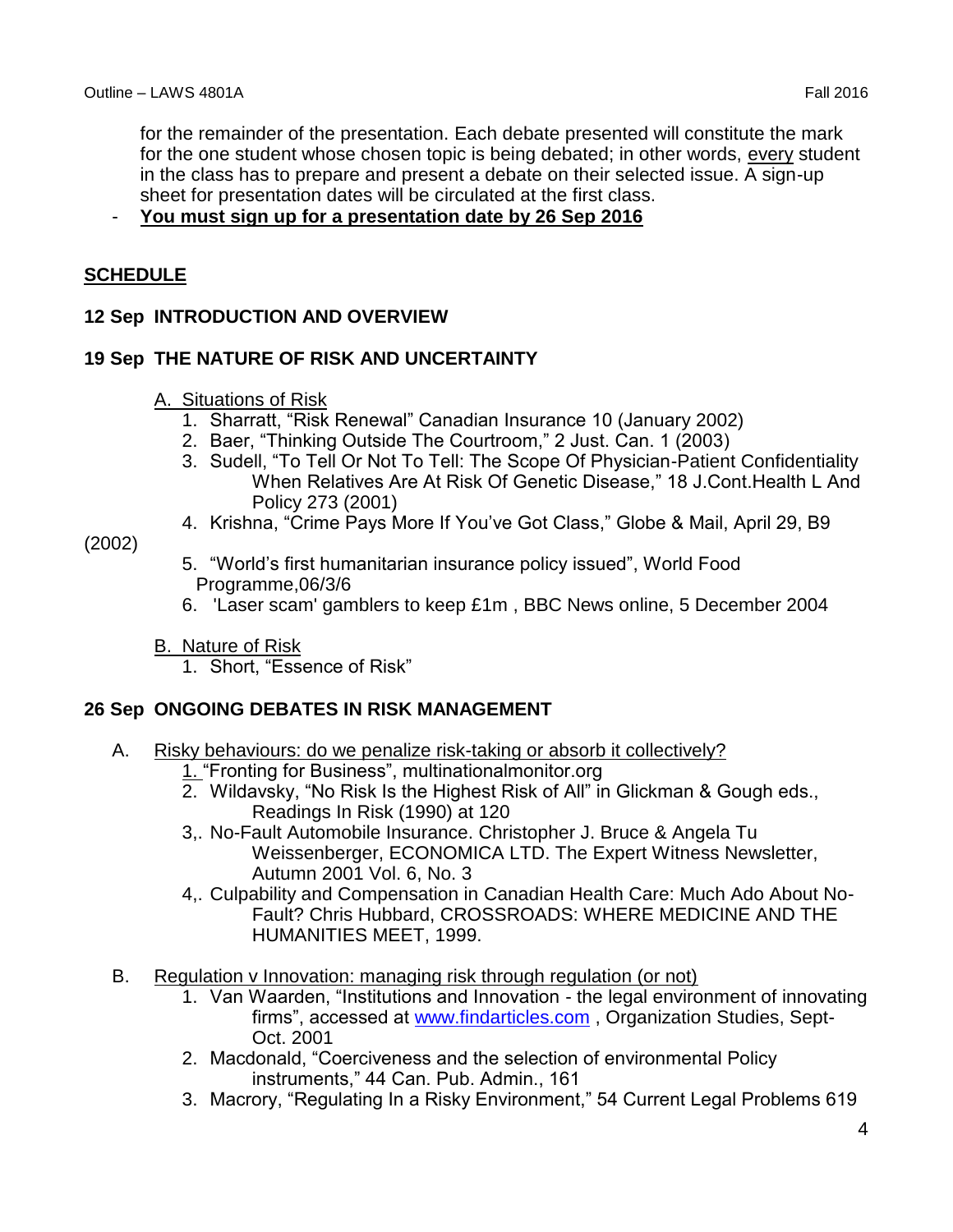for the remainder of the presentation. Each debate presented will constitute the mark for the one student whose chosen topic is being debated; in other words, every student in the class has to prepare and present a debate on their selected issue. A sign-up sheet for presentation dates will be circulated at the first class.

- **You must sign up for a presentation date by 26 Sep 2016**

## SCHEDULE

### 12 Sep INTRODUCTION AND OVERVIEW

### 19 Sep THE NATURE OF RISK AND UNCERTAINTY

A. Situations of Risk

1. Sharratt, "Risk Renewal" Canadian Insurance 10 (January 2002)
2. Baer, "Thinking Outside The Courtroom," 2 Just. Can. 1 (2003)
3. Sudell, "To Tell Or Not To Tell: The Scope Of Physician-Patient Confidentiality When Relatives Are At Risk Of Genetic Disease," 18 J.Cont.Health L And Policy 273 (2001)
4. Krishna, "Crime Pays More If You've Got Class," Globe & Mail, April 29, B9 (2002)
5. "World's first humanitarian insurance policy issued", World Food Programme,06/3/6
6. 'Laser scam' gamblers to keep £1m , BBC News online, 5 December 2004

B. Nature of Risk

1. Short, "Essence of Risk"

### 26 Sep ONGOING DEBATES IN RISK MANAGEMENT

A. Risky behaviours: do we penalize risk-taking or absorb it collectively?

1. "Fronting for Business", multinationalmonitor.org
2. Wildavsky, "No Risk Is the Highest Risk of All" in Glickman & Gough eds., Readings In Risk (1990) at 120
3,. No-Fault Automobile Insurance. Christopher J. Bruce & Angela Tu Weissenberger, ECONOMICA LTD. The Expert Witness Newsletter, Autumn 2001 Vol. 6, No. 3
4,. Culpability and Compensation in Canadian Health Care: Much Ado About No-Fault? Chris Hubbard, CROSSROADS: WHERE MEDICINE AND THE HUMANITIES MEET, 1999.

B. Regulation v Innovation: managing risk through regulation (or not)

1. Van Waarden, "Institutions and Innovation - the legal environment of innovating firms", accessed at www.findarticles.com , Organization Studies, Sept-Oct. 2001
2. Macdonald, "Coerciveness and the selection of environmental Policy instruments," 44 Can. Pub. Admin., 161
3. Macrory, "Regulating In a Risky Environment," 54 Current Legal Problems 619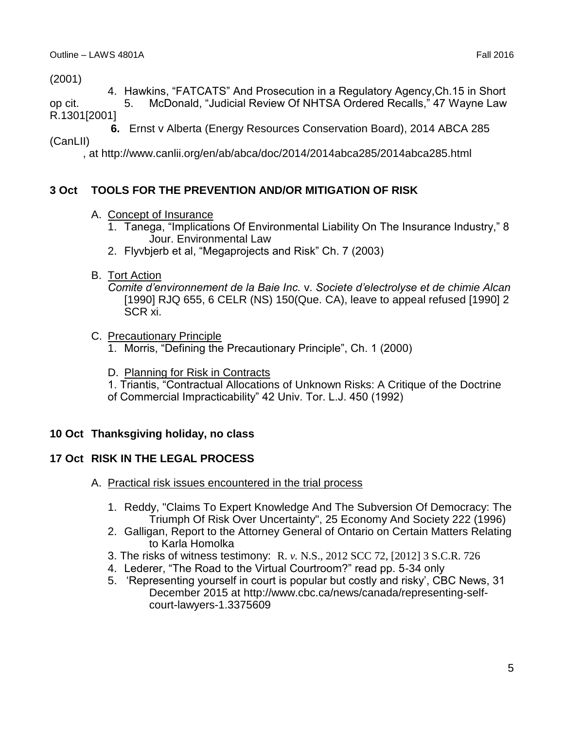(2001)

4. Hawkins, "FATCATS" And Prosecution in a Regulatory Agency,Ch.15 in Short op cit.
5. McDonald, "Judicial Review Of NHTSA Ordered Recalls," 47 Wayne Law R.1301[2001]
6. Ernst v Alberta (Energy Resources Conservation Board), 2014 ABCA 285 (CanLII), at http://www.canlii.org/en/ab/abca/doc/2014/2014abca285/2014abca285.html

**3 Oct TOOLS FOR THE PREVENTION AND/OR MITIGATION OF RISK**

A. Concept of Insurance
   1. Tanega, "Implications Of Environmental Liability On The Insurance Industry," 8 Jour. Environmental Law
   2. Flyvbjerb et al, "Megaprojects and Risk" Ch. 7 (2003)

B. Tort Action
   *Comite d'environnement de la Baie Inc.* v. *Societe d'electrolyse et de chimie Alcan* [1990] RJQ 655, 6 CELR (NS) 150(Que. CA), leave to appeal refused [1990] 2 SCR xi.

C. Precautionary Principle
   1. Morris, "Defining the Precautionary Principle", Ch. 1 (2000)

D. Planning for Risk in Contracts
   1. Triantis, "Contractual Allocations of Unknown Risks: A Critique of the Doctrine of Commercial Impracticability" 42 Univ. Tor. L.J. 450 (1992)

**10 Oct Thanksgiving holiday, no class**

**17 Oct RISK IN THE LEGAL PROCESS**

A. Practical risk issues encountered in the trial process
   1. Reddy, "Claims To Expert Knowledge And The Subversion Of Democracy: The Triumph Of Risk Over Uncertainty", 25 Economy And Society 222 (1996)
   2. Galligan, Report to the Attorney General of Ontario on Certain Matters Relating to Karla Homolka
   3. The risks of witness testimony: R. *v.* N.S., 2012 SCC 72, [2012] 3 S.C.R. 726
   4. Lederer, "The Road to the Virtual Courtroom?" read pp. 5-34 only
   5. 'Representing yourself in court is popular but costly and risky', CBC News, 31 December 2015 at http://www.cbc.ca/news/canada/representing-self-court-lawyers-1.3375609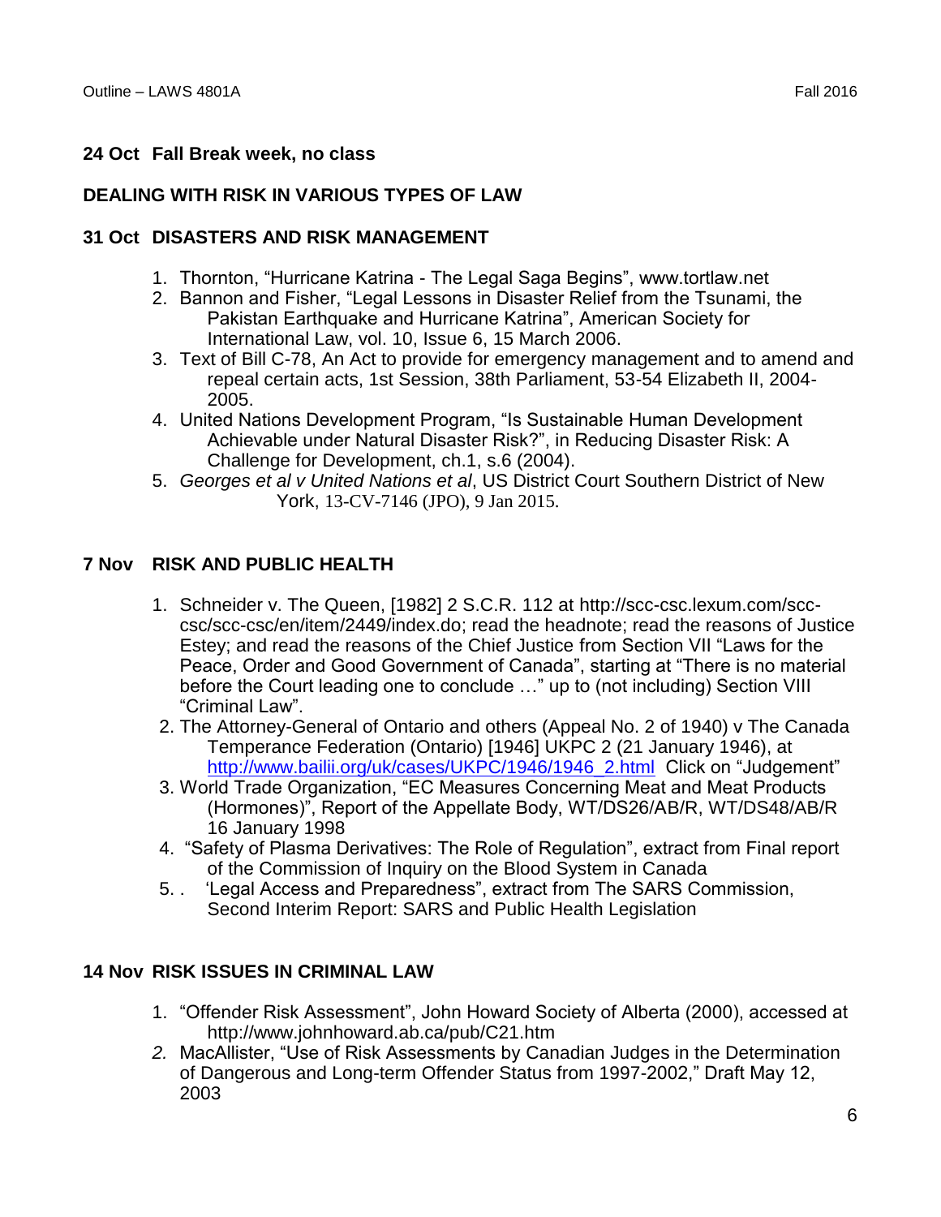**24 Oct Fall Break week, no class**

**DEALING WITH RISK IN VARIOUS TYPES OF LAW**

**31 Oct DISASTERS AND RISK MANAGEMENT**

1. Thornton, "Hurricane Katrina - The Legal Saga Begins", www.tortlaw.net
2. Bannon and Fisher, "Legal Lessons in Disaster Relief from the Tsunami, the Pakistan Earthquake and Hurricane Katrina", American Society for International Law, vol. 10, Issue 6, 15 March 2006.
3. Text of Bill C-78, An Act to provide for emergency management and to amend and repeal certain acts, 1st Session, 38th Parliament, 53-54 Elizabeth II, 2004-2005.
4. United Nations Development Program, "Is Sustainable Human Development Achievable under Natural Disaster Risk?", in Reducing Disaster Risk: A Challenge for Development, ch.1, s.6 (2004).
5. *Georges et al v United Nations et al*, US District Court Southern District of New York, 13-CV-7146 (JPO), 9 Jan 2015.

**7 Nov RISK AND PUBLIC HEALTH**

1. Schneider v. The Queen, [1982] 2 S.C.R. 112 at http://scc-csc.lexum.com/scc-csc/scc-csc/en/item/2449/index.do; read the headnote; read the reasons of Justice Estey; and read the reasons of the Chief Justice from Section VII "Laws for the Peace, Order and Good Government of Canada", starting at "There is no material before the Court leading one to conclude …" up to (not including) Section VIII "Criminal Law".
2. The Attorney-General of Ontario and others (Appeal No. 2 of 1940) v The Canada Temperance Federation (Ontario) [1946] UKPC 2 (21 January 1946), at http://www.bailii.org/uk/cases/UKPC/1946/1946_2.html Click on "Judgement"
3. World Trade Organization, "EC Measures Concerning Meat and Meat Products (Hormones)", Report of the Appellate Body, WT/DS26/AB/R, WT/DS48/AB/R 16 January 1998
4. "Safety of Plasma Derivatives: The Role of Regulation", extract from Final report of the Commission of Inquiry on the Blood System in Canada
5. . 'Legal Access and Preparedness", extract from The SARS Commission, Second Interim Report: SARS and Public Health Legislation

**14 Nov RISK ISSUES IN CRIMINAL LAW**

1. "Offender Risk Assessment", John Howard Society of Alberta (2000), accessed at http://www.johnhoward.ab.ca/pub/C21.htm
2. MacAllister, "Use of Risk Assessments by Canadian Judges in the Determination of Dangerous and Long-term Offender Status from 1997-2002," Draft May 12, 2003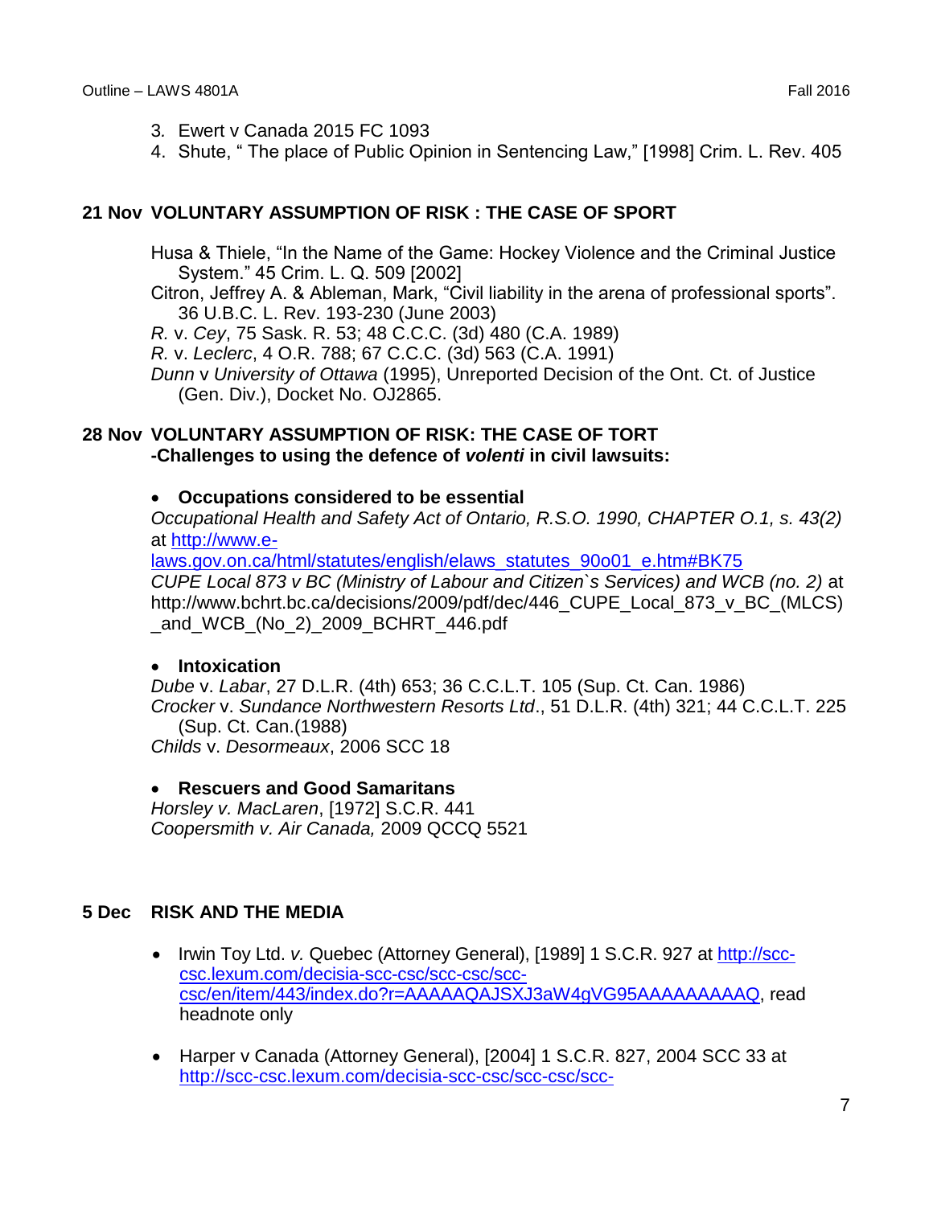3. Ewert v Canada 2015 FC 1093
4. Shute, " The place of Public Opinion in Sentencing Law," [1998] Crim. L. Rev. 405

## 21 Nov VOLUNTARY ASSUMPTION OF RISK : THE CASE OF SPORT

Husa & Thiele, "In the Name of the Game: Hockey Violence and the Criminal Justice System." 45 Crim. L. Q. 509 [2002]

Citron, Jeffrey A. & Ableman, Mark, "Civil liability in the arena of professional sports". 36 U.B.C. L. Rev. 193-230 (June 2003)

*R.* v. *Cey*, 75 Sask. R. 53; 48 C.C.C. (3d) 480 (C.A. 1989)

*R.* v. *Leclerc*, 4 O.R. 788; 67 C.C.C. (3d) 563 (C.A. 1991)

*Dunn* v *University of Ottawa* (1995), Unreported Decision of the Ont. Ct. of Justice (Gen. Div.), Docket No. OJ2865.

## 28 Nov VOLUNTARY ASSUMPTION OF RISK: THE CASE OF TORT

**-Challenges to using the defence of *volenti* in civil lawsuits:**

- **Occupations considered to be essential**

*Occupational Health and Safety Act of Ontario, R.S.O. 1990, CHAPTER O.1, s. 43(2)* at [http://www.e-laws.gov.on.ca/html/statutes/english/elaws_statutes_90o01_e.htm#BK75](http://www.e-laws.gov.on.ca/html/statutes/english/elaws_statutes_90o01_e.htm#BK75)

*CUPE Local 873 v BC (Ministry of Labour and Citizen`s Services) and WCB (no. 2)* at http://www.bchrt.bc.ca/decisions/2009/pdf/dec/446_CUPE_Local_873_v_BC_(MLCS)_and_WCB_(No_2)_2009_BCHRT_446.pdf

- **Intoxication**

*Dube* v. *Labar*, 27 D.L.R. (4th) 653; 36 C.C.L.T. 105 (Sup. Ct. Can. 1986)

*Crocker* v. *Sundance Northwestern Resorts Ltd*., 51 D.L.R. (4th) 321; 44 C.C.L.T. 225 (Sup. Ct. Can.(1988)

*Childs* v. *Desormeaux*, 2006 SCC 18

- **Rescuers and Good Samaritans**

*Horsley v. MacLaren*, [1972] S.C.R. 441

*Coopersmith v. Air Canada,* 2009 QCCQ 5521

## 5 Dec RISK AND THE MEDIA

- Irwin Toy Ltd. *v.* Quebec (Attorney General), [1989] 1 S.C.R. 927 at [http://scc-csc.lexum.com/decisia-scc-csc/scc-csc/scc-csc/en/item/443/index.do?r=AAAAAQAJSXJ3aW4gVG95AAAAAAAAAQ](http://scc-csc.lexum.com/decisia-scc-csc/scc-csc/scc-csc/en/item/443/index.do?r=AAAAAQAJSXJ3aW4gVG95AAAAAAAAAQ), read headnote only

- Harper v Canada (Attorney General), [2004] 1 S.C.R. 827, 2004 SCC 33 at http://scc-csc.lexum.com/decisia-scc-csc/scc-csc/scc-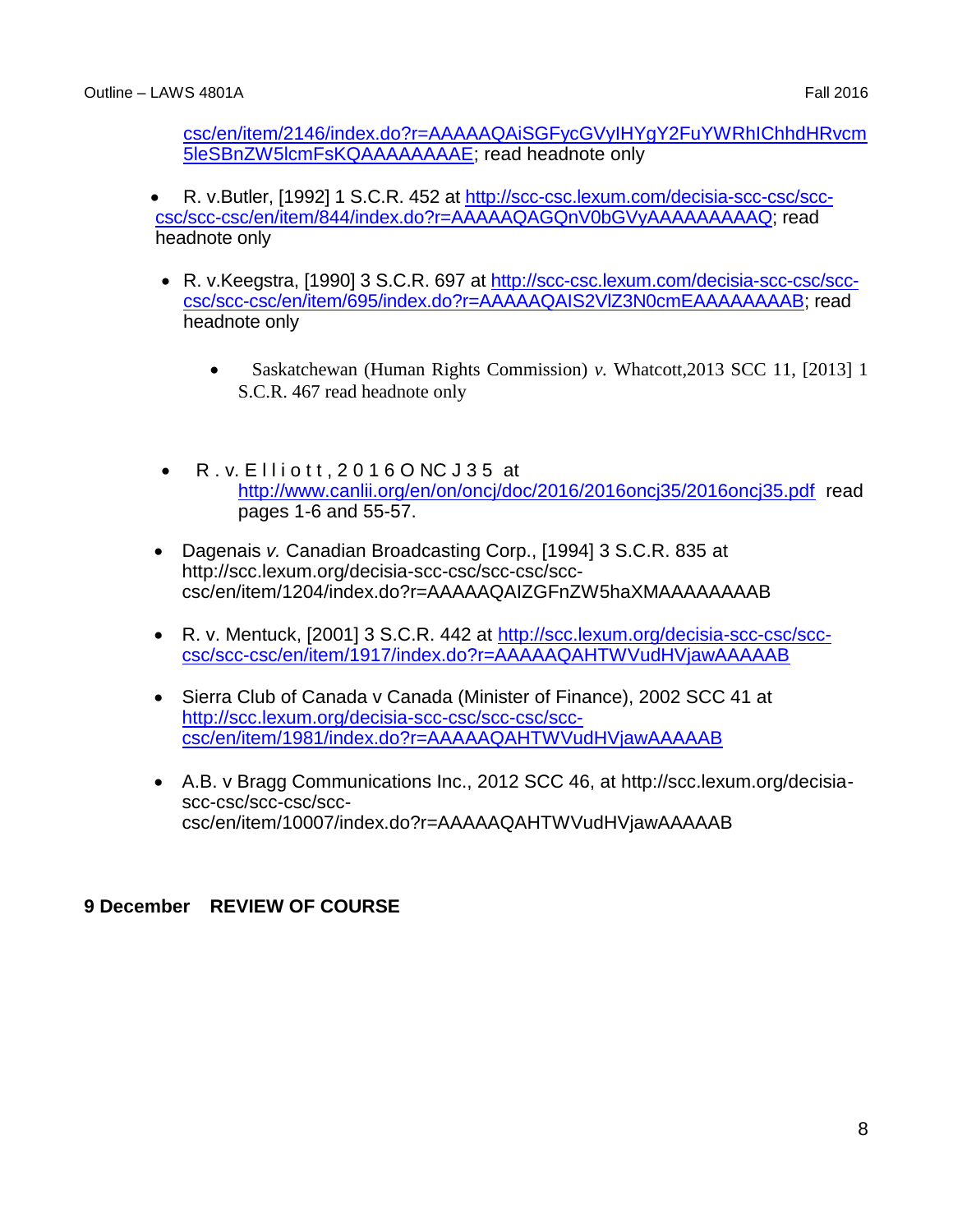csc/en/item/2146/index.do?r=AAAAAQAiSGFycGVyIHYgY2FuYWRhIChhdHRvcm5leSBnZW5lcmFsKQAAAAAAAAE; read headnote only

- R. v.Butler, [1992] 1 S.C.R. 452 at http://scc-csc.lexum.com/decisia-scc-csc/scc-csc/scc-csc/en/item/844/index.do?r=AAAAAQAGQnV0bGVyAAAAAAAAAQ; read headnote only

- R. v.Keegstra, [1990] 3 S.C.R. 697 at http://scc-csc.lexum.com/decisia-scc-csc/scc-csc/scc-csc/en/item/695/index.do?r=AAAAAQAIS2VlZ3N0cmEAAAAAAAAB; read headnote only

  - Saskatchewan (Human Rights Commission) *v.* Whatcott,2013 SCC 11, [2013] 1 S.C.R. 467 read headnote only

- R. v. Elliott, 2016 ONCJ 35 at http://www.canlii.org/en/on/oncj/doc/2016/2016oncj35/2016oncj35.pdf read pages 1-6 and 55-57.

- Dagenais *v.* Canadian Broadcasting Corp., [1994] 3 S.C.R. 835 at http://scc.lexum.org/decisia-scc-csc/scc-csc/scc-csc/en/item/1204/index.do?r=AAAAAQAIZGFnZW5haXMAAAAAAAAB

- R. v. Mentuck, [2001] 3 S.C.R. 442 at http://scc.lexum.org/decisia-scc-csc/scc-csc/scc-csc/en/item/1917/index.do?r=AAAAAQAHTWVudHVjawAAAAAB

- Sierra Club of Canada v Canada (Minister of Finance), 2002 SCC 41 at http://scc.lexum.org/decisia-scc-csc/scc-csc/scc-csc/en/item/1981/index.do?r=AAAAAQAHTWVudHVjawAAAAAB

- A.B. v Bragg Communications Inc., 2012 SCC 46, at http://scc.lexum.org/decisia-scc-csc/scc-csc/scc-csc/en/item/10007/index.do?r=AAAAAQAHTWVudHVjawAAAAAB

**9 December REVIEW OF COURSE**